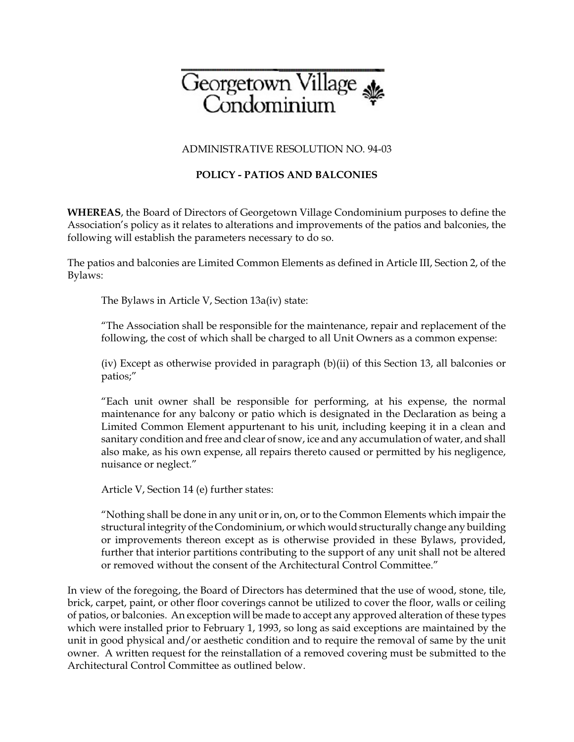# Georgetown Village Condominium

ADMINISTRATIVE RESOLUTION NO. 94-03

**POLICY - PATIOS AND BALCONIES**

**WHEREAS**, the Board of Directors of Georgetown Village Condominium purposes to define the Association's policy as it relates to alterations and improvements of the patios and balconies, the following will establish the parameters necessary to do so.

The patios and balconies are Limited Common Elements as defined in Article III, Section 2, of the Bylaws:

> The Bylaws in Article V, Section 13a(iv) state:
>
> "The Association shall be responsible for the maintenance, repair and replacement of the following, the cost of which shall be charged to all Unit Owners as a common expense:
>
> (iv) Except as otherwise provided in paragraph (b)(ii) of this Section 13, all balconies or patios;"
>
> "Each unit owner shall be responsible for performing, at his expense, the normal maintenance for any balcony or patio which is designated in the Declaration as being a Limited Common Element appurtenant to his unit, including keeping it in a clean and sanitary condition and free and clear of snow, ice and any accumulation of water, and shall also make, as his own expense, all repairs thereto caused or permitted by his negligence, nuisance or neglect."
>
> Article V, Section 14 (e) further states:
>
> "Nothing shall be done in any unit or in, on, or to the Common Elements which impair the structural integrity of the Condominium, or which would structurally change any building or improvements thereon except as is otherwise provided in these Bylaws, provided, further that interior partitions contributing to the support of any unit shall not be altered or removed without the consent of the Architectural Control Committee."

In view of the foregoing, the Board of Directors has determined that the use of wood, stone, tile, brick, carpet, paint, or other floor coverings cannot be utilized to cover the floor, walls or ceiling of patios, or balconies. An exception will be made to accept any approved alteration of these types which were installed prior to February 1, 1993, so long as said exceptions are maintained by the unit in good physical and/or aesthetic condition and to require the removal of same by the unit owner. A written request for the reinstallation of a removed covering must be submitted to the Architectural Control Committee as outlined below.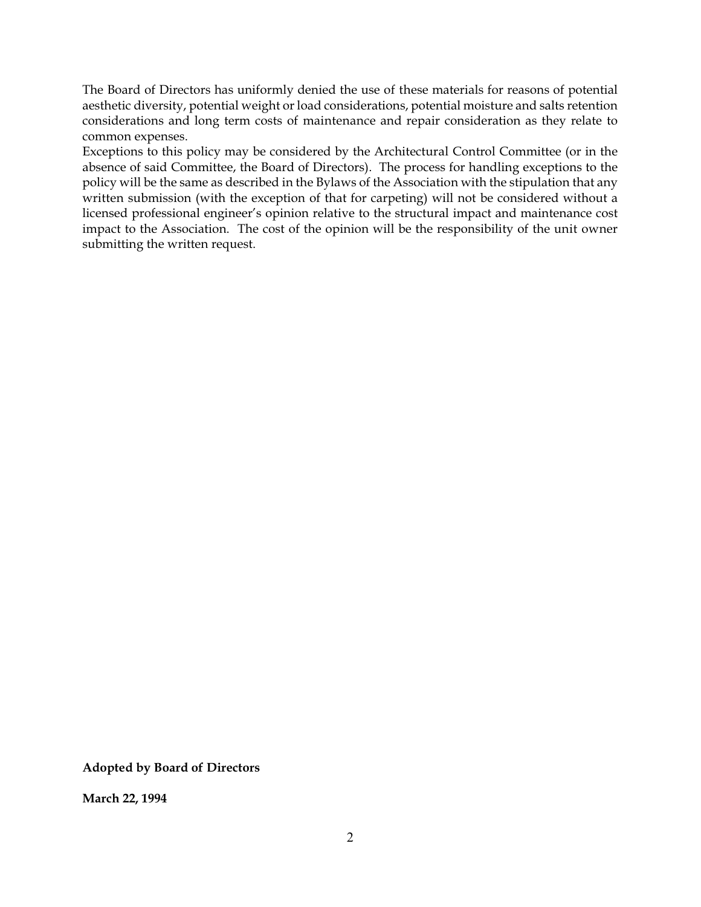The Board of Directors has uniformly denied the use of these materials for reasons of potential aesthetic diversity, potential weight or load considerations, potential moisture and salts retention considerations and long term costs of maintenance and repair consideration as they relate to common expenses.

Exceptions to this policy may be considered by the Architectural Control Committee (or in the absence of said Committee, the Board of Directors). The process for handling exceptions to the policy will be the same as described in the Bylaws of the Association with the stipulation that any written submission (with the exception of that for carpeting) will not be considered without a licensed professional engineer's opinion relative to the structural impact and maintenance cost impact to the Association. The cost of the opinion will be the responsibility of the unit owner submitting the written request.

**Adopted by Board of Directors**

**March 22, 1994**